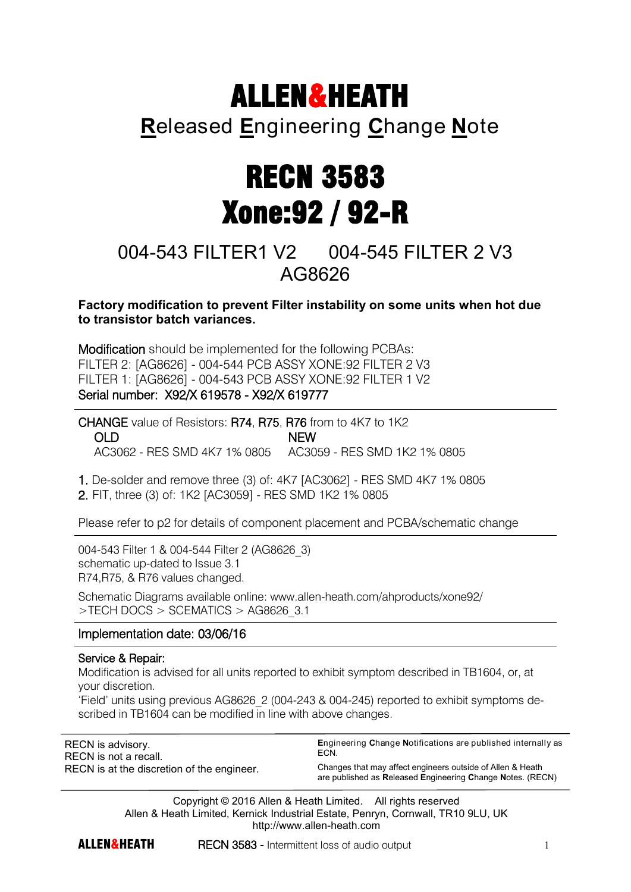# ALLEN&HEATH

## Released Engineering Change Note

# RECN 3583
# Xone:92 / 92-R

## 004-543 FILTER1 V2    004-545 FILTER 2 V3
## AG8626

**Factory modification to prevent Filter instability on some units when hot due to transistor batch variances.**

Modification should be implemented for the following PCBAs:
FILTER 2: [AG8626] - 004-544 PCB ASSY XONE:92 FILTER 2 V3
FILTER 1: [AG8626] - 004-543 PCB ASSY XONE:92 FILTER 1 V2
Serial number: X92/X 619578 - X92/X 619777

---

CHANGE value of Resistors: R74, R75, R76 from to 4K7 to 1K2

| OLD | NEW |
| --- | --- |
| AC3062 - RES SMD 4K7 1% 0805 | AC3059 - RES SMD 1K2 1% 0805 |

1. De-solder and remove three (3) of: 4K7 [AC3062] - RES SMD 4K7 1% 0805
2. FIT, three (3) of: 1K2 [AC3059] - RES SMD 1K2 1% 0805

Please refer to p2 for details of component placement and PCBA/schematic change

---

004-543 Filter 1 & 004-544 Filter 2 (AG8626_3)
schematic up-dated to Issue 3.1
R74,R75, & R76 values changed.

Schematic Diagrams available online: www.allen-heath.com/ahproducts/xone92/ >TECH DOCS > SCEMATICS > AG8626_3.1

---

Implementation date: 03/06/16

---

Service & Repair:
Modification is advised for all units reported to exhibit symptom described in TB1604, or, at your discretion.
'Field' units using previous AG8626_2 (004-243 & 004-245) reported to exhibit symptoms described in TB1604 can be modified in line with above changes.

---

RECN is advisory.
RECN is not a recall.
RECN is at the discretion of the engineer.

**E**ngineering **C**hange **N**otifications are published internally as ECN.
Changes that may affect engineers outside of Allen & Heath are published as **R**eleased **E**ngineering **C**hange **N**otes. (RECN)

---

Copyright © 2016 Allen & Heath Limited. All rights reserved
Allen & Heath Limited, Kernick Industrial Estate, Penryn, Cornwall, TR10 9LU, UK
http://www.allen-heath.com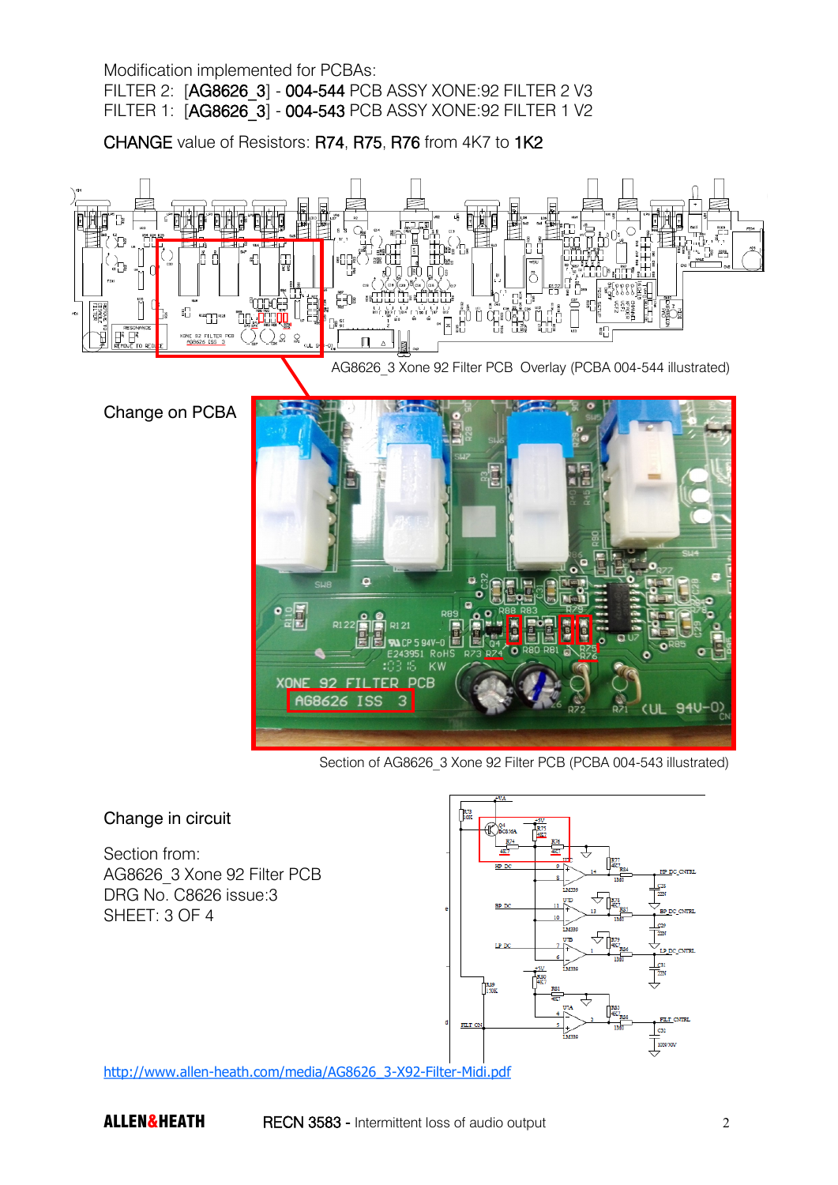Modification implemented for PCBAs:
FILTER 2: [AG8626_3] - 004-544 PCB ASSY XONE:92 FILTER 2 V3
FILTER 1: [AG8626_3] - 004-543 PCB ASSY XONE:92 FILTER 1 V2

CHANGE value of Resistors: R74, R75, R76 from 4K7 to 1K2

AG8626_3 Xone 92 Filter PCB Overlay (PCBA 004-544 illustrated)

Change on PCBA

Section of AG8626_3 Xone 92 Filter PCB (PCBA 004-543 illustrated)

Change in circuit

Section from:
AG8626_3 Xone 92 Filter PCB
DRG No. C8626 issue:3
SHEET: 3 OF 4

http://www.allen-heath.com/media/AG8626_3-X92-Filter-Midi.pdf

RECN 3583 - Intermittent loss of audio output